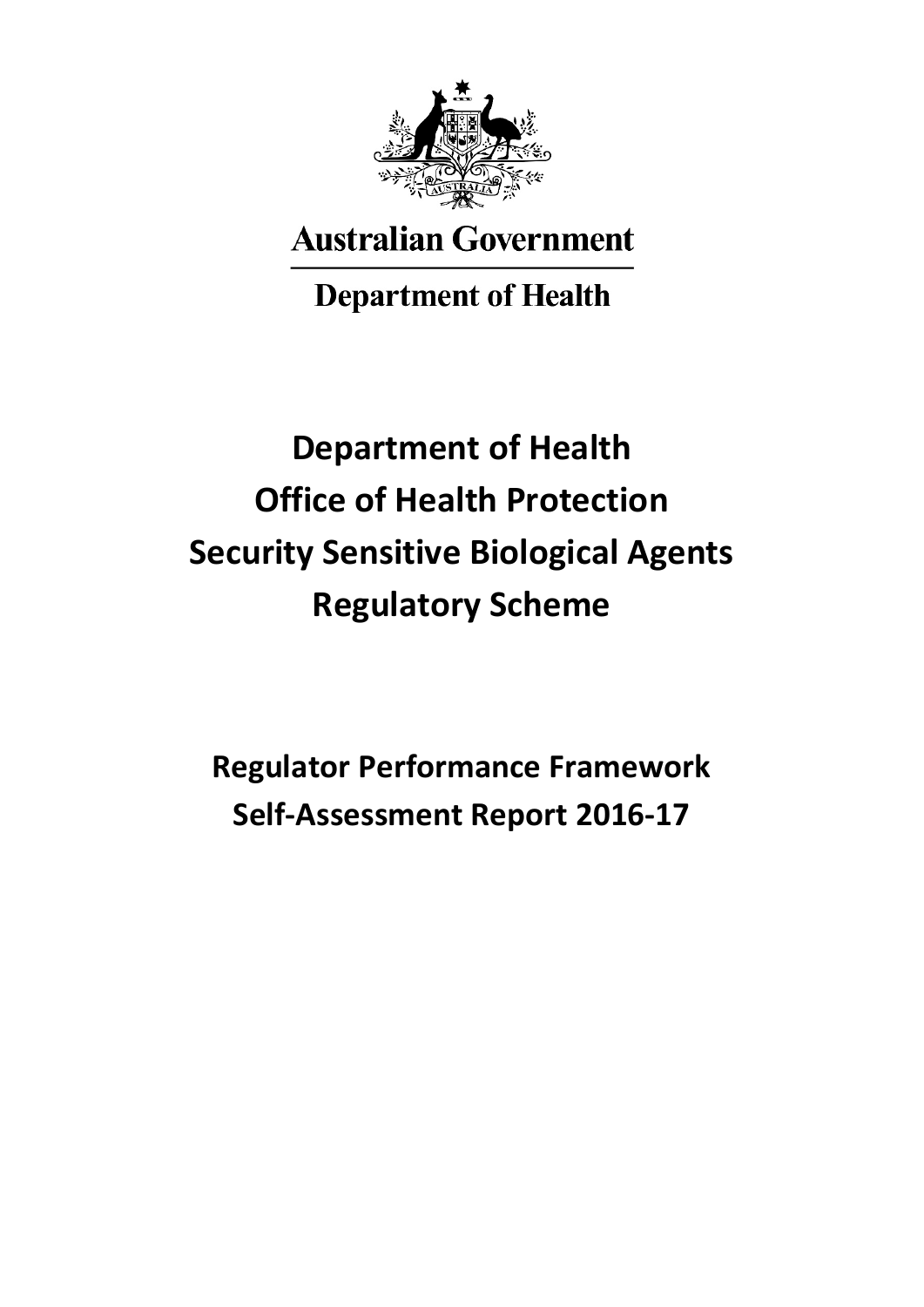Australian Government

Department of Health

# Department of Health
# Office of Health Protection
# Security Sensitive Biological Agents Regulatory Scheme

## Regulator Performance Framework
## Self-Assessment Report 2016-17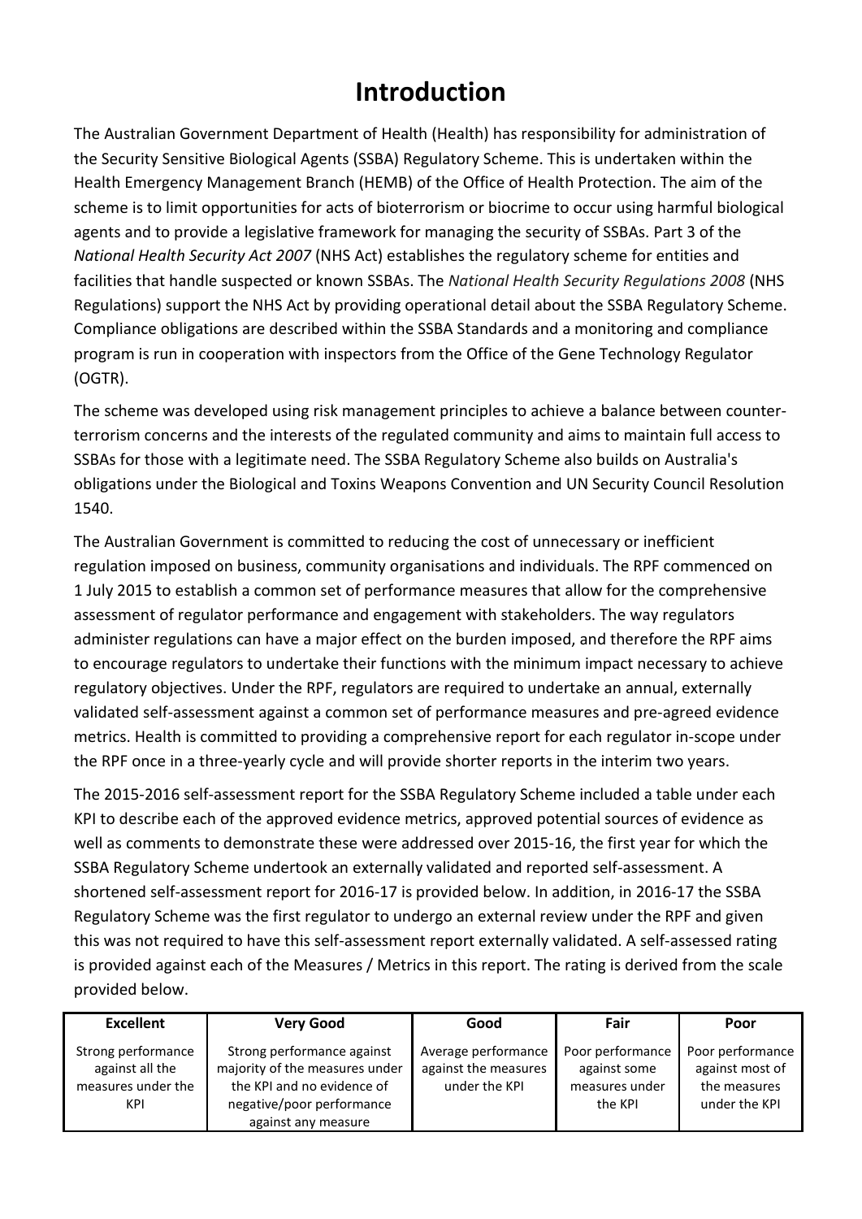# Introduction

The Australian Government Department of Health (Health) has responsibility for administration of the Security Sensitive Biological Agents (SSBA) Regulatory Scheme. This is undertaken within the Health Emergency Management Branch (HEMB) of the Office of Health Protection. The aim of the scheme is to limit opportunities for acts of bioterrorism or biocrime to occur using harmful biological agents and to provide a legislative framework for managing the security of SSBAs. Part 3 of the *National Health Security Act 2007* (NHS Act) establishes the regulatory scheme for entities and facilities that handle suspected or known SSBAs. The *National Health Security Regulations 2008* (NHS Regulations) support the NHS Act by providing operational detail about the SSBA Regulatory Scheme. Compliance obligations are described within the SSBA Standards and a monitoring and compliance program is run in cooperation with inspectors from the Office of the Gene Technology Regulator (OGTR).

The scheme was developed using risk management principles to achieve a balance between counter-terrorism concerns and the interests of the regulated community and aims to maintain full access to SSBAs for those with a legitimate need. The SSBA Regulatory Scheme also builds on Australia's obligations under the Biological and Toxins Weapons Convention and UN Security Council Resolution 1540.

The Australian Government is committed to reducing the cost of unnecessary or inefficient regulation imposed on business, community organisations and individuals. The RPF commenced on 1 July 2015 to establish a common set of performance measures that allow for the comprehensive assessment of regulator performance and engagement with stakeholders. The way regulators administer regulations can have a major effect on the burden imposed, and therefore the RPF aims to encourage regulators to undertake their functions with the minimum impact necessary to achieve regulatory objectives. Under the RPF, regulators are required to undertake an annual, externally validated self-assessment against a common set of performance measures and pre-agreed evidence metrics. Health is committed to providing a comprehensive report for each regulator in-scope under the RPF once in a three-yearly cycle and will provide shorter reports in the interim two years.

The 2015-2016 self-assessment report for the SSBA Regulatory Scheme included a table under each KPI to describe each of the approved evidence metrics, approved potential sources of evidence as well as comments to demonstrate these were addressed over 2015-16, the first year for which the SSBA Regulatory Scheme undertook an externally validated and reported self-assessment. A shortened self-assessment report for 2016-17 is provided below. In addition, in 2016-17 the SSBA Regulatory Scheme was the first regulator to undergo an external review under the RPF and given this was not required to have this self-assessment report externally validated. A self-assessed rating is provided against each of the Measures / Metrics in this report. The rating is derived from the scale provided below.

| Excellent | Very Good | Good | Fair | Poor |
|---|---|---|---|---|
| Strong performance against all the measures under the KPI | Strong performance against majority of the measures under the KPI and no evidence of negative/poor performance against any measure | Average performance against the measures under the KPI | Poor performance against some measures under the KPI | Poor performance against most of the measures under the KPI |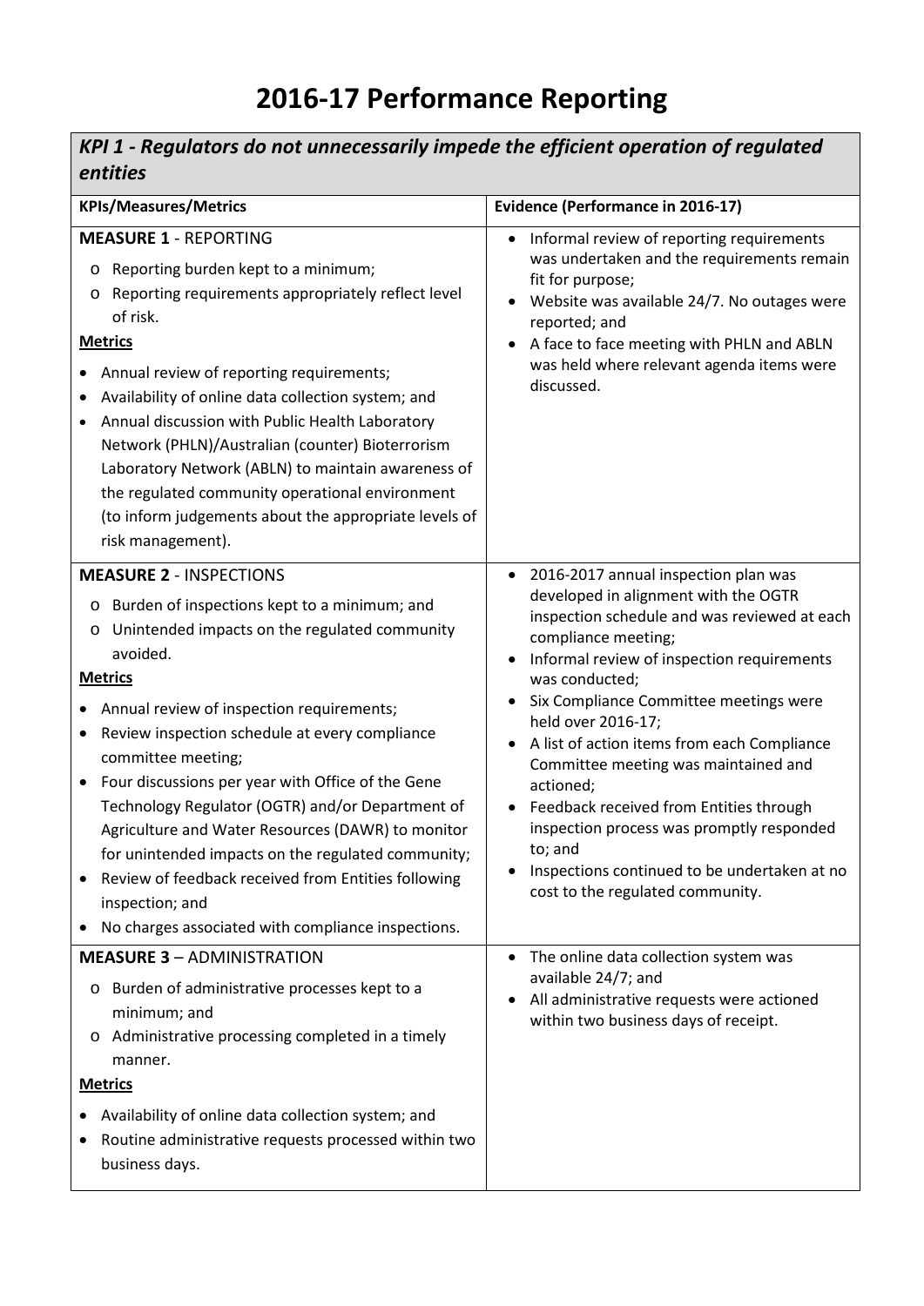# 2016-17 Performance Reporting

| *KPI 1 - Regulators do not unnecessarily impede the efficient operation of regulated entities* | |
|---|---|
| **KPIs/Measures/Metrics** | **Evidence (Performance in 2016-17)** |
| **MEASURE 1** - REPORTING<br>o Reporting burden kept to a minimum;<br>o Reporting requirements appropriately reflect level of risk.<br>**Metrics**<br>• Annual review of reporting requirements;<br>• Availability of online data collection system; and<br>• Annual discussion with Public Health Laboratory Network (PHLN)/Australian (counter) Bioterrorism Laboratory Network (ABLN) to maintain awareness of the regulated community operational environment (to inform judgements about the appropriate levels of risk management). | • Informal review of reporting requirements was undertaken and the requirements remain fit for purpose;<br>• Website was available 24/7. No outages were reported; and<br>• A face to face meeting with PHLN and ABLN was held where relevant agenda items were discussed. |
| **MEASURE 2** - INSPECTIONS<br>o Burden of inspections kept to a minimum; and<br>o Unintended impacts on the regulated community avoided.<br>**Metrics**<br>• Annual review of inspection requirements;<br>• Review inspection schedule at every compliance committee meeting;<br>• Four discussions per year with Office of the Gene Technology Regulator (OGTR) and/or Department of Agriculture and Water Resources (DAWR) to monitor for unintended impacts on the regulated community;<br>• Review of feedback received from Entities following inspection; and<br>• No charges associated with compliance inspections. | • 2016-2017 annual inspection plan was developed in alignment with the OGTR inspection schedule and was reviewed at each compliance meeting;<br>• Informal review of inspection requirements was conducted;<br>• Six Compliance Committee meetings were held over 2016-17;<br>• A list of action items from each Compliance Committee meeting was maintained and actioned;<br>• Feedback received from Entities through inspection process was promptly responded to; and<br>• Inspections continued to be undertaken at no cost to the regulated community. |
| **MEASURE 3** – ADMINISTRATION<br>o Burden of administrative processes kept to a minimum; and<br>o Administrative processing completed in a timely manner.<br>**Metrics**<br>• Availability of online data collection system; and<br>• Routine administrative requests processed within two business days. | • The online data collection system was available 24/7; and<br>• All administrative requests were actioned within two business days of receipt. |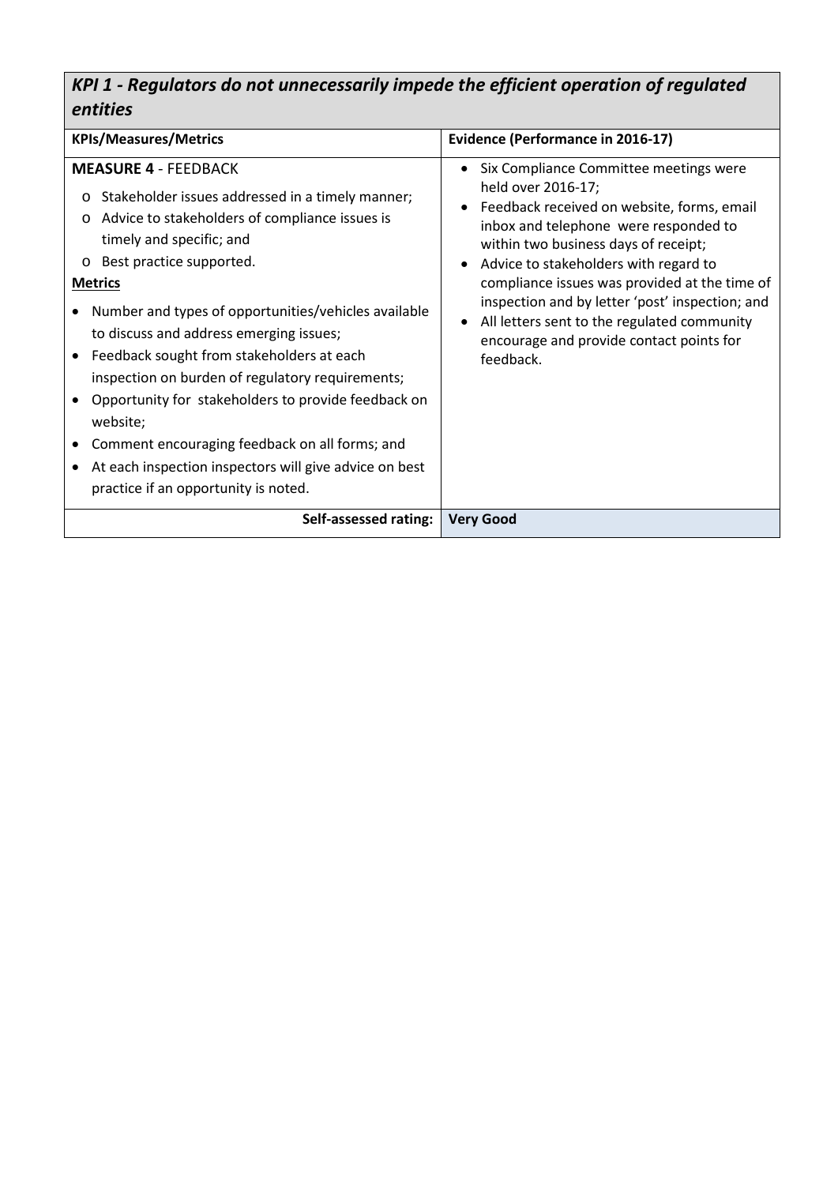## *KPI 1 - Regulators do not unnecessarily impede the efficient operation of regulated entities*

| KPIs/Measures/Metrics | Evidence (Performance in 2016-17) |
|---|---|
| **MEASURE 4** - FEEDBACK<br>o Stakeholder issues addressed in a timely manner;<br>o Advice to stakeholders of compliance issues is timely and specific; and<br>o Best practice supported.<br>**Metrics**<br>• Number and types of opportunities/vehicles available to discuss and address emerging issues;<br>• Feedback sought from stakeholders at each inspection on burden of regulatory requirements;<br>• Opportunity for stakeholders to provide feedback on website;<br>• Comment encouraging feedback on all forms; and<br>• At each inspection inspectors will give advice on best practice if an opportunity is noted. | • Six Compliance Committee meetings were held over 2016-17;<br>• Feedback received on website, forms, email inbox and telephone were responded to within two business days of receipt;<br>• Advice to stakeholders with regard to compliance issues was provided at the time of inspection and by letter 'post' inspection; and<br>• All letters sent to the regulated community encourage and provide contact points for feedback. |
| **Self-assessed rating:** | **Very Good** |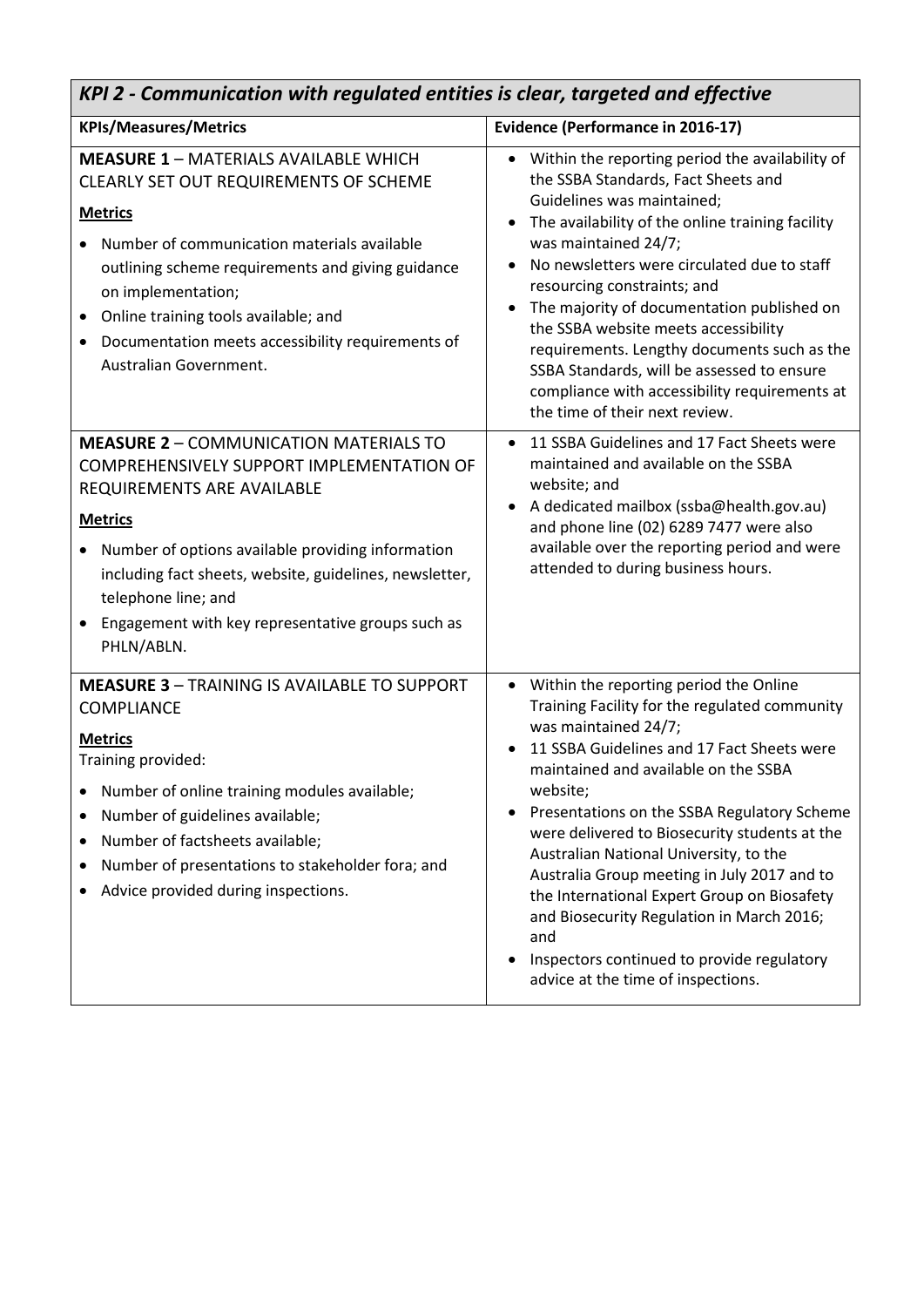## *KPI 2 - Communication with regulated entities is clear, targeted and effective*

| KPIs/Measures/Metrics | Evidence (Performance in 2016-17) |
|---|---|
| **MEASURE 1** – MATERIALS AVAILABLE WHICH CLEARLY SET OUT REQUIREMENTS OF SCHEME<br><br>**Metrics**<br>• Number of communication materials available outlining scheme requirements and giving guidance on implementation;<br>• Online training tools available; and<br>• Documentation meets accessibility requirements of Australian Government. | • Within the reporting period the availability of the SSBA Standards, Fact Sheets and Guidelines was maintained;<br>• The availability of the online training facility was maintained 24/7;<br>• No newsletters were circulated due to staff resourcing constraints; and<br>• The majority of documentation published on the SSBA website meets accessibility requirements. Lengthy documents such as the SSBA Standards, will be assessed to ensure compliance with accessibility requirements at the time of their next review. |
| **MEASURE 2** – COMMUNICATION MATERIALS TO COMPREHENSIVELY SUPPORT IMPLEMENTATION OF REQUIREMENTS ARE AVAILABLE<br><br>**Metrics**<br>• Number of options available providing information including fact sheets, website, guidelines, newsletter, telephone line; and<br>• Engagement with key representative groups such as PHLN/ABLN. | • 11 SSBA Guidelines and 17 Fact Sheets were maintained and available on the SSBA website; and<br>• A dedicated mailbox (ssba@health.gov.au) and phone line (02) 6289 7477 were also available over the reporting period and were attended to during business hours. |
| **MEASURE 3** – TRAINING IS AVAILABLE TO SUPPORT COMPLIANCE<br><br>**Metrics**<br>Training provided:<br>• Number of online training modules available;<br>• Number of guidelines available;<br>• Number of factsheets available;<br>• Number of presentations to stakeholder fora; and<br>• Advice provided during inspections. | • Within the reporting period the Online Training Facility for the regulated community was maintained 24/7;<br>• 11 SSBA Guidelines and 17 Fact Sheets were maintained and available on the SSBA website;<br>• Presentations on the SSBA Regulatory Scheme were delivered to Biosecurity students at the Australian National University, to the Australia Group meeting in July 2017 and to the International Expert Group on Biosafety and Biosecurity Regulation in March 2016; and<br>• Inspectors continued to provide regulatory advice at the time of inspections. |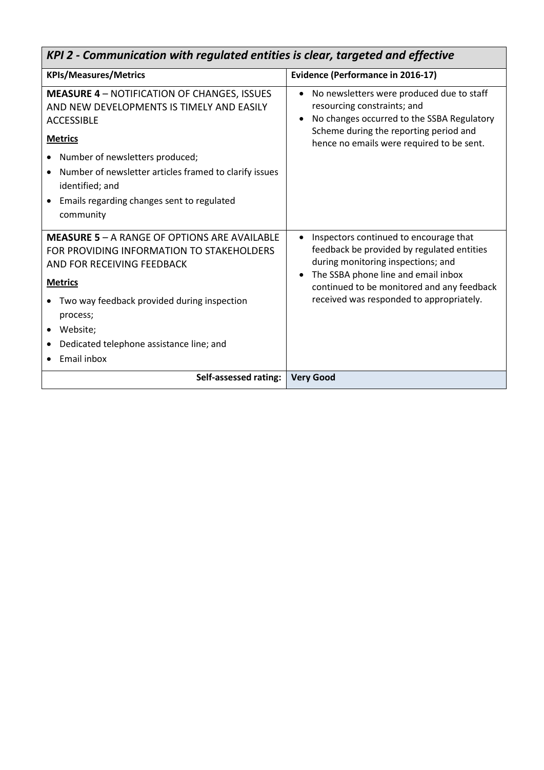| *KPI 2 - Communication with regulated entities is clear, targeted and effective* | |
|---|---|
| **KPIs/Measures/Metrics** | **Evidence (Performance in 2016-17)** |
| **MEASURE 4** – NOTIFICATION OF CHANGES, ISSUES AND NEW DEVELOPMENTS IS TIMELY AND EASILY ACCESSIBLE<br><br>**<u>Metrics</u>**<br><br>• Number of newsletters produced;<br>• Number of newsletter articles framed to clarify issues identified; and<br>• Emails regarding changes sent to regulated community | • No newsletters were produced due to staff resourcing constraints; and<br>• No changes occurred to the SSBA Regulatory Scheme during the reporting period and hence no emails were required to be sent. |
| **MEASURE 5** – A RANGE OF OPTIONS ARE AVAILABLE FOR PROVIDING INFORMATION TO STAKEHOLDERS AND FOR RECEIVING FEEDBACK<br><br>**<u>Metrics</u>**<br><br>• Two way feedback provided during inspection process;<br>• Website;<br>• Dedicated telephone assistance line; and<br>• Email inbox | • Inspectors continued to encourage that feedback be provided by regulated entities during monitoring inspections; and<br>• The SSBA phone line and email inbox continued to be monitored and any feedback received was responded to appropriately. |
| **Self-assessed rating:** | **Very Good** |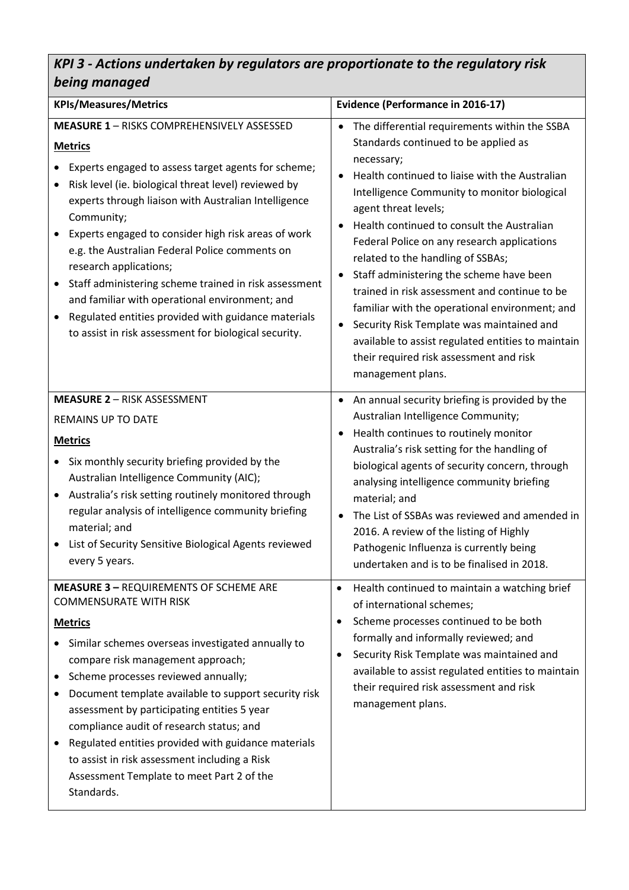## *KPI 3 - Actions undertaken by regulators are proportionate to the regulatory risk being managed*

| KPIs/Measures/Metrics | Evidence (Performance in 2016-17) |
|---|---|
| **MEASURE 1** – RISKS COMPREHENSIVELY ASSESSED<br><br>**Metrics**<br><br>• Experts engaged to assess target agents for scheme;<br>• Risk level (ie. biological threat level) reviewed by experts through liaison with Australian Intelligence Community;<br>• Experts engaged to consider high risk areas of work e.g. the Australian Federal Police comments on research applications;<br>• Staff administering scheme trained in risk assessment and familiar with operational environment; and<br>• Regulated entities provided with guidance materials to assist in risk assessment for biological security. | • The differential requirements within the SSBA Standards continued to be applied as necessary;<br>• Health continued to liaise with the Australian Intelligence Community to monitor biological agent threat levels;<br>• Health continued to consult the Australian Federal Police on any research applications related to the handling of SSBAs;<br>• Staff administering the scheme have been trained in risk assessment and continue to be familiar with the operational environment; and<br>• Security Risk Template was maintained and available to assist regulated entities to maintain their required risk assessment and risk management plans. |
| **MEASURE 2** – RISK ASSESSMENT<br><br>REMAINS UP TO DATE<br><br>**Metrics**<br><br>• Six monthly security briefing provided by the Australian Intelligence Community (AIC);<br>• Australia's risk setting routinely monitored through regular analysis of intelligence community briefing material; and<br>• List of Security Sensitive Biological Agents reviewed every 5 years. | • An annual security briefing is provided by the Australian Intelligence Community;<br>• Health continues to routinely monitor Australia's risk setting for the handling of biological agents of security concern, through analysing intelligence community briefing material; and<br>• The List of SSBAs was reviewed and amended in 2016. A review of the listing of Highly Pathogenic Influenza is currently being undertaken and is to be finalised in 2018. |
| **MEASURE 3 –** REQUIREMENTS OF SCHEME ARE COMMENSURATE WITH RISK<br><br>**Metrics**<br><br>• Similar schemes overseas investigated annually to compare risk management approach;<br>• Scheme processes reviewed annually;<br>• Document template available to support security risk assessment by participating entities 5 year compliance audit of research status; and<br>• Regulated entities provided with guidance materials to assist in risk assessment including a Risk Assessment Template to meet Part 2 of the Standards. | • Health continued to maintain a watching brief of international schemes;<br>• Scheme processes continued to be both formally and informally reviewed; and<br>• Security Risk Template was maintained and available to assist regulated entities to maintain their required risk assessment and risk management plans. |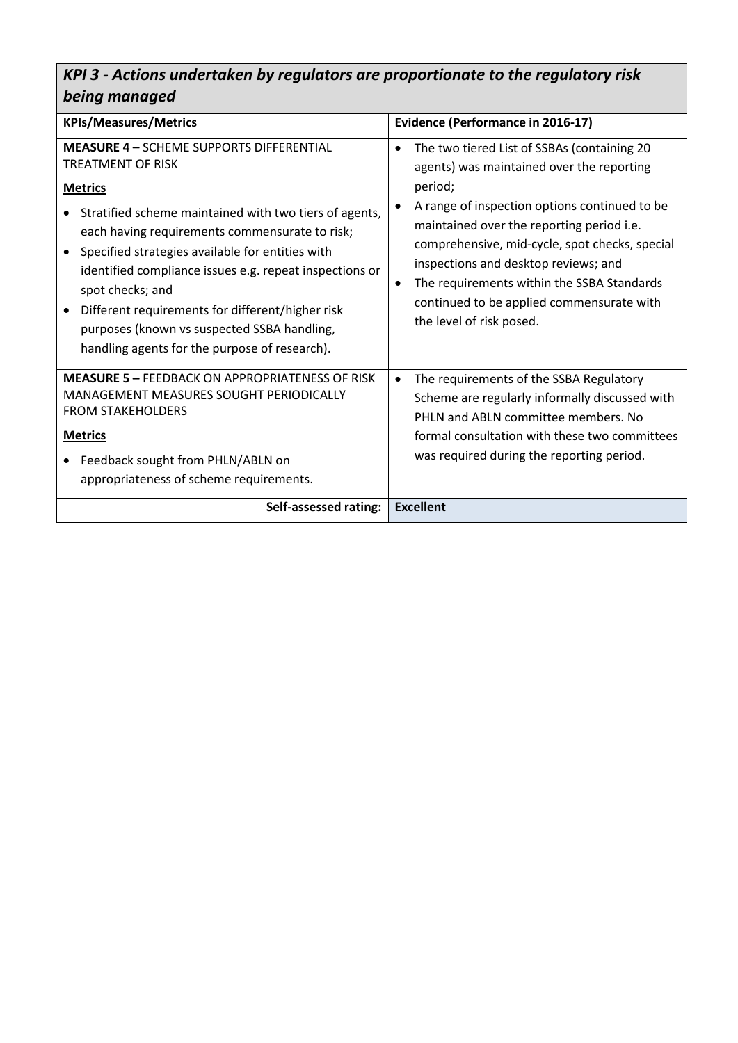## *KPI 3 - Actions undertaken by regulators are proportionate to the regulatory risk being managed*

| KPIs/Measures/Metrics | Evidence (Performance in 2016-17) |
|---|---|
| **MEASURE 4** – SCHEME SUPPORTS DIFFERENTIAL TREATMENT OF RISK<br><br>**Metrics**<br><br>• Stratified scheme maintained with two tiers of agents, each having requirements commensurate to risk;<br>• Specified strategies available for entities with identified compliance issues e.g. repeat inspections or spot checks; and<br>• Different requirements for different/higher risk purposes (known vs suspected SSBA handling, handling agents for the purpose of research). | • The two tiered List of SSBAs (containing 20 agents) was maintained over the reporting period;<br>• A range of inspection options continued to be maintained over the reporting period i.e. comprehensive, mid-cycle, spot checks, special inspections and desktop reviews; and<br>• The requirements within the SSBA Standards continued to be applied commensurate with the level of risk posed. |
| **MEASURE 5 –** FEEDBACK ON APPROPRIATENESS OF RISK MANAGEMENT MEASURES SOUGHT PERIODICALLY FROM STAKEHOLDERS<br><br>**Metrics**<br><br>• Feedback sought from PHLN/ABLN on appropriateness of scheme requirements. | • The requirements of the SSBA Regulatory Scheme are regularly informally discussed with PHLN and ABLN committee members. No formal consultation with these two committees was required during the reporting period. |
| **Self-assessed rating:** | **Excellent** |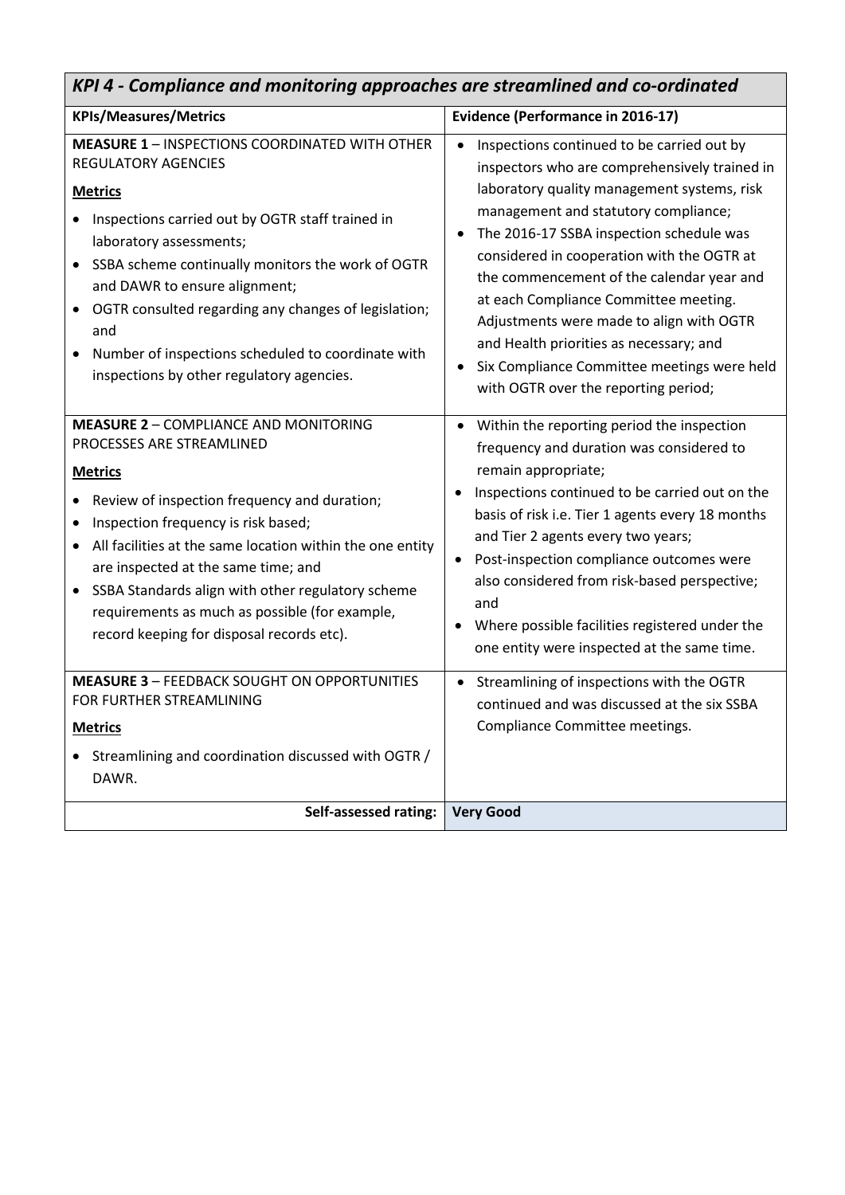| *KPI 4 - Compliance and monitoring approaches are streamlined and co-ordinated* | |
|---|---|
| **KPIs/Measures/Metrics** | **Evidence (Performance in 2016-17)** |
| **MEASURE 1** – INSPECTIONS COORDINATED WITH OTHER REGULATORY AGENCIES<br><br>**Metrics**<br><br>• Inspections carried out by OGTR staff trained in laboratory assessments;<br>• SSBA scheme continually monitors the work of OGTR and DAWR to ensure alignment;<br>• OGTR consulted regarding any changes of legislation; and<br>• Number of inspections scheduled to coordinate with inspections by other regulatory agencies. | • Inspections continued to be carried out by inspectors who are comprehensively trained in laboratory quality management systems, risk management and statutory compliance;<br>• The 2016-17 SSBA inspection schedule was considered in cooperation with the OGTR at the commencement of the calendar year and at each Compliance Committee meeting. Adjustments were made to align with OGTR and Health priorities as necessary; and<br>• Six Compliance Committee meetings were held with OGTR over the reporting period; |
| **MEASURE 2** – COMPLIANCE AND MONITORING PROCESSES ARE STREAMLINED<br><br>**Metrics**<br><br>• Review of inspection frequency and duration;<br>• Inspection frequency is risk based;<br>• All facilities at the same location within the one entity are inspected at the same time; and<br>• SSBA Standards align with other regulatory scheme requirements as much as possible (for example, record keeping for disposal records etc). | • Within the reporting period the inspection frequency and duration was considered to remain appropriate;<br>• Inspections continued to be carried out on the basis of risk i.e. Tier 1 agents every 18 months and Tier 2 agents every two years;<br>• Post-inspection compliance outcomes were also considered from risk-based perspective; and<br>• Where possible facilities registered under the one entity were inspected at the same time. |
| **MEASURE 3** – FEEDBACK SOUGHT ON OPPORTUNITIES FOR FURTHER STREAMLINING<br><br>**Metrics**<br><br>• Streamlining and coordination discussed with OGTR / DAWR. | • Streamlining of inspections with the OGTR continued and was discussed at the six SSBA Compliance Committee meetings. |
| **Self-assessed rating:** | **Very Good** |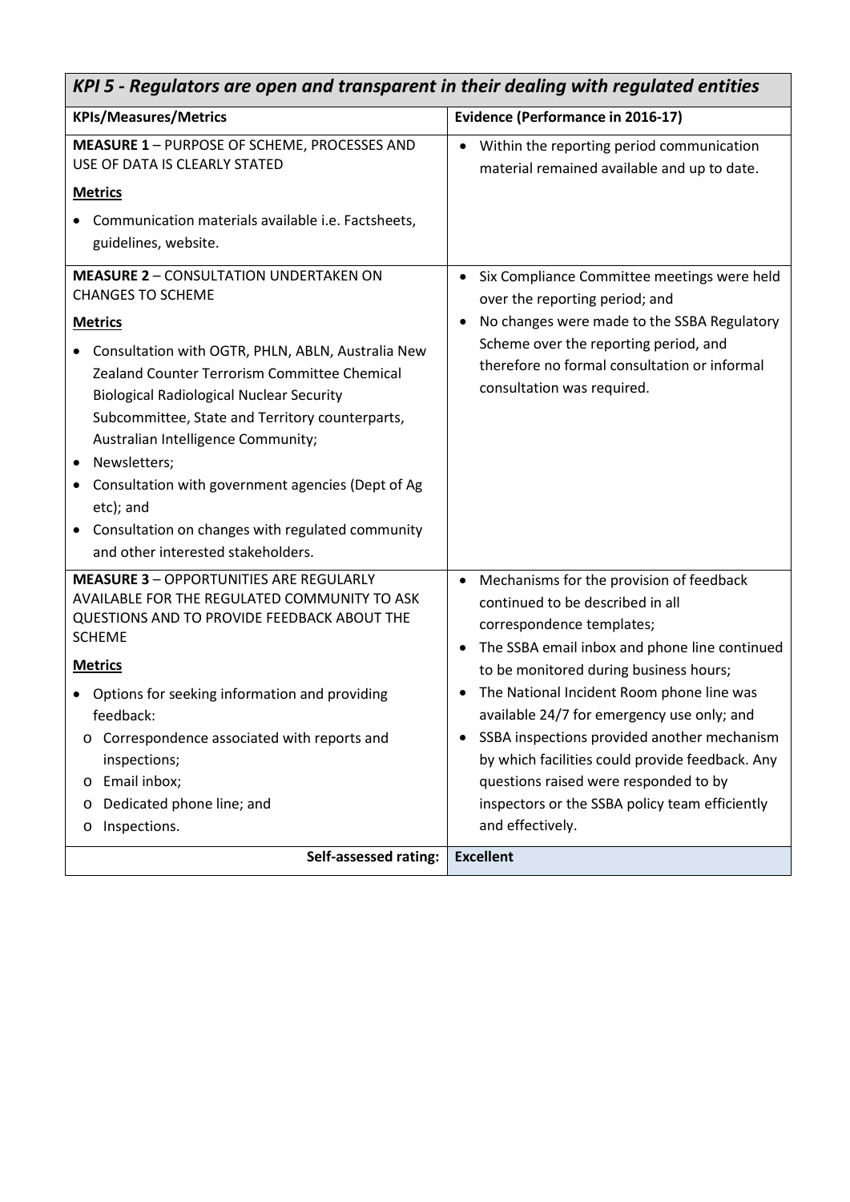| *KPI 5 - Regulators are open and transparent in their dealing with regulated entities* | |
|---|---|
| **KPIs/Measures/Metrics** | **Evidence (Performance in 2016-17)** |
| **MEASURE 1** – PURPOSE OF SCHEME, PROCESSES AND USE OF DATA IS CLEARLY STATED<br><br>**Metrics**<br><br>• Communication materials available i.e. Factsheets, guidelines, website. | • Within the reporting period communication material remained available and up to date. |
| **MEASURE 2** – CONSULTATION UNDERTAKEN ON CHANGES TO SCHEME<br><br>**Metrics**<br><br>• Consultation with OGTR, PHLN, ABLN, Australia New Zealand Counter Terrorism Committee Chemical Biological Radiological Nuclear Security Subcommittee, State and Territory counterparts, Australian Intelligence Community;<br>• Newsletters;<br>• Consultation with government agencies (Dept of Ag etc); and<br>• Consultation on changes with regulated community and other interested stakeholders. | • Six Compliance Committee meetings were held over the reporting period; and<br>• No changes were made to the SSBA Regulatory Scheme over the reporting period, and therefore no formal consultation or informal consultation was required. |
| **MEASURE 3** – OPPORTUNITIES ARE REGULARLY AVAILABLE FOR THE REGULATED COMMUNITY TO ASK QUESTIONS AND TO PROVIDE FEEDBACK ABOUT THE SCHEME<br><br>**Metrics**<br><br>• Options for seeking information and providing feedback:<br>&nbsp;&nbsp;o Correspondence associated with reports and inspections;<br>&nbsp;&nbsp;o Email inbox;<br>&nbsp;&nbsp;o Dedicated phone line; and<br>&nbsp;&nbsp;o Inspections. | • Mechanisms for the provision of feedback continued to be described in all correspondence templates;<br>• The SSBA email inbox and phone line continued to be monitored during business hours;<br>• The National Incident Room phone line was available 24/7 for emergency use only; and<br>• SSBA inspections provided another mechanism by which facilities could provide feedback. Any questions raised were responded to by inspectors or the SSBA policy team efficiently and effectively. |
| **Self-assessed rating:** | **Excellent** |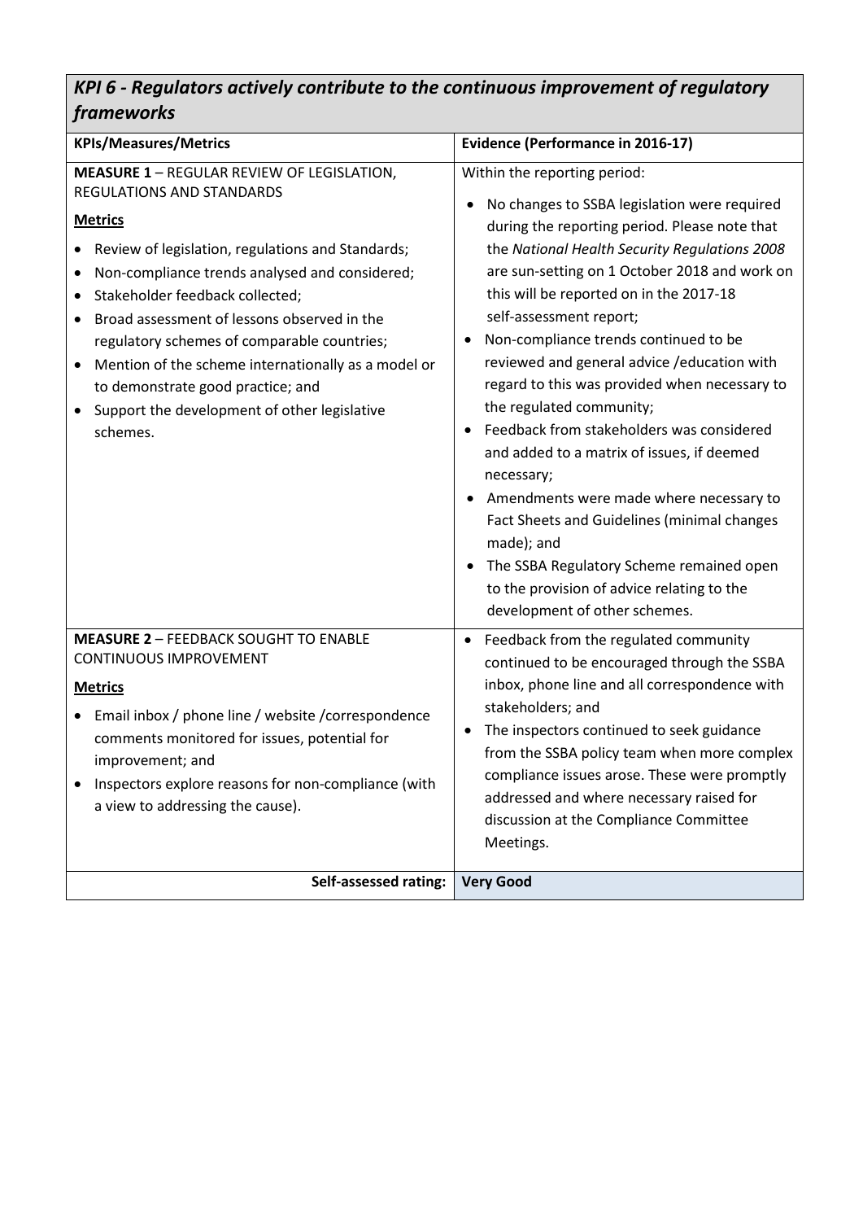## *KPI 6 - Regulators actively contribute to the continuous improvement of regulatory frameworks*

| KPIs/Measures/Metrics | Evidence (Performance in 2016-17) |
|---|---|
| **MEASURE 1** – REGULAR REVIEW OF LEGISLATION, REGULATIONS AND STANDARDS<br><br>**Metrics**<br><br>• Review of legislation, regulations and Standards;<br>• Non-compliance trends analysed and considered;<br>• Stakeholder feedback collected;<br>• Broad assessment of lessons observed in the regulatory schemes of comparable countries;<br>• Mention of the scheme internationally as a model or to demonstrate good practice; and<br>• Support the development of other legislative schemes. | Within the reporting period:<br><br>• No changes to SSBA legislation were required during the reporting period. Please note that the *National Health Security Regulations 2008* are sun-setting on 1 October 2018 and work on this will be reported on in the 2017-18 self-assessment report;<br>• Non-compliance trends continued to be reviewed and general advice /education with regard to this was provided when necessary to the regulated community;<br>• Feedback from stakeholders was considered and added to a matrix of issues, if deemed necessary;<br>• Amendments were made where necessary to Fact Sheets and Guidelines (minimal changes made); and<br>• The SSBA Regulatory Scheme remained open to the provision of advice relating to the development of other schemes. |
| **MEASURE 2** – FEEDBACK SOUGHT TO ENABLE CONTINUOUS IMPROVEMENT<br><br>**Metrics**<br><br>• Email inbox / phone line / website /correspondence comments monitored for issues, potential for improvement; and<br>• Inspectors explore reasons for non-compliance (with a view to addressing the cause). | • Feedback from the regulated community continued to be encouraged through the SSBA inbox, phone line and all correspondence with stakeholders; and<br>• The inspectors continued to seek guidance from the SSBA policy team when more complex compliance issues arose. These were promptly addressed and where necessary raised for discussion at the Compliance Committee Meetings. |
| **Self-assessed rating:** | **Very Good** |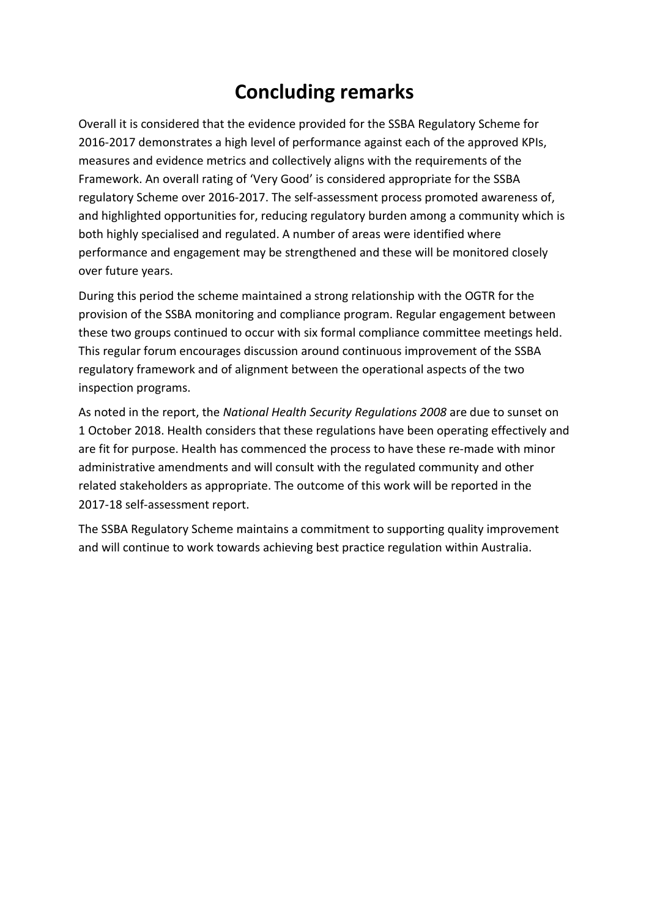# Concluding remarks

Overall it is considered that the evidence provided for the SSBA Regulatory Scheme for 2016-2017 demonstrates a high level of performance against each of the approved KPIs, measures and evidence metrics and collectively aligns with the requirements of the Framework. An overall rating of 'Very Good' is considered appropriate for the SSBA regulatory Scheme over 2016-2017. The self-assessment process promoted awareness of, and highlighted opportunities for, reducing regulatory burden among a community which is both highly specialised and regulated. A number of areas were identified where performance and engagement may be strengthened and these will be monitored closely over future years.

During this period the scheme maintained a strong relationship with the OGTR for the provision of the SSBA monitoring and compliance program. Regular engagement between these two groups continued to occur with six formal compliance committee meetings held. This regular forum encourages discussion around continuous improvement of the SSBA regulatory framework and of alignment between the operational aspects of the two inspection programs.

As noted in the report, the *National Health Security Regulations 2008* are due to sunset on 1 October 2018. Health considers that these regulations have been operating effectively and are fit for purpose. Health has commenced the process to have these re-made with minor administrative amendments and will consult with the regulated community and other related stakeholders as appropriate. The outcome of this work will be reported in the 2017-18 self-assessment report.

The SSBA Regulatory Scheme maintains a commitment to supporting quality improvement and will continue to work towards achieving best practice regulation within Australia.